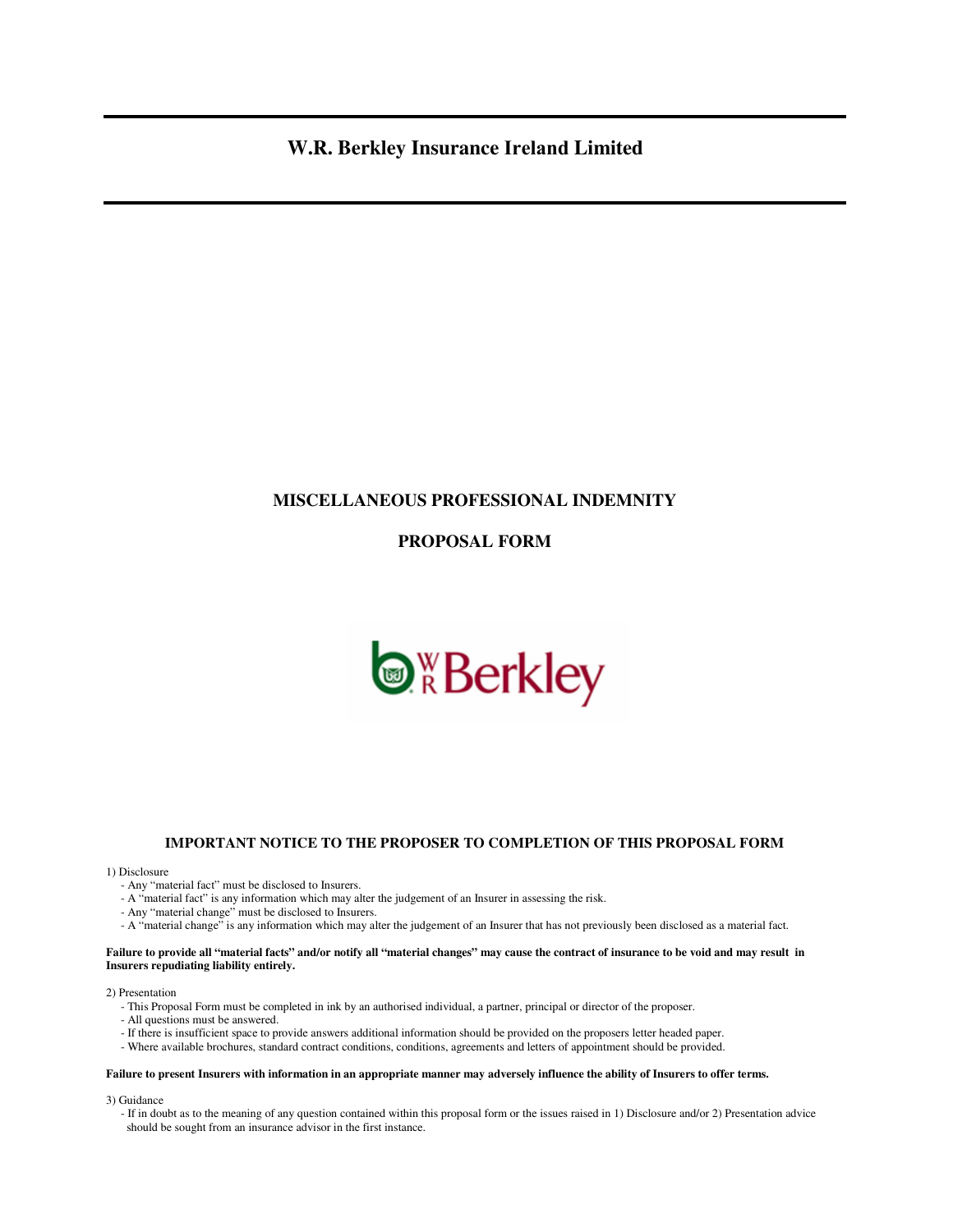# W.R. Berkley Insurance Ireland Limited

## MISCELLANEOUS PROFESSIONAL INDEMNITY

## PROPOSAL FORM

### IMPORTANT NOTICE TO THE PROPOSER TO COMPLETION OF THIS PROPOSAL FORM

1) Disclosure
- Any "material fact" must be disclosed to Insurers.
- A "material fact" is any information which may alter the judgement of an Insurer in assessing the risk.
- Any "material change" must be disclosed to Insurers.
- A "material change" is any information which may alter the judgement of an Insurer that has not previously been disclosed as a material fact.

**Failure to provide all "material facts" and/or notify all "material changes" may cause the contract of insurance to be void and may result in Insurers repudiating liability entirely.**

2) Presentation
- This Proposal Form must be completed in ink by an authorised individual, a partner, principal or director of the proposer.
- All questions must be answered.
- If there is insufficient space to provide answers additional information should be provided on the proposers letter headed paper.
- Where available brochures, standard contract conditions, conditions, agreements and letters of appointment should be provided.

**Failure to present Insurers with information in an appropriate manner may adversely influence the ability of Insurers to offer terms.**

3) Guidance
- If in doubt as to the meaning of any question contained within this proposal form or the issues raised in 1) Disclosure and/or 2) Presentation advice should be sought from an insurance advisor in the first instance.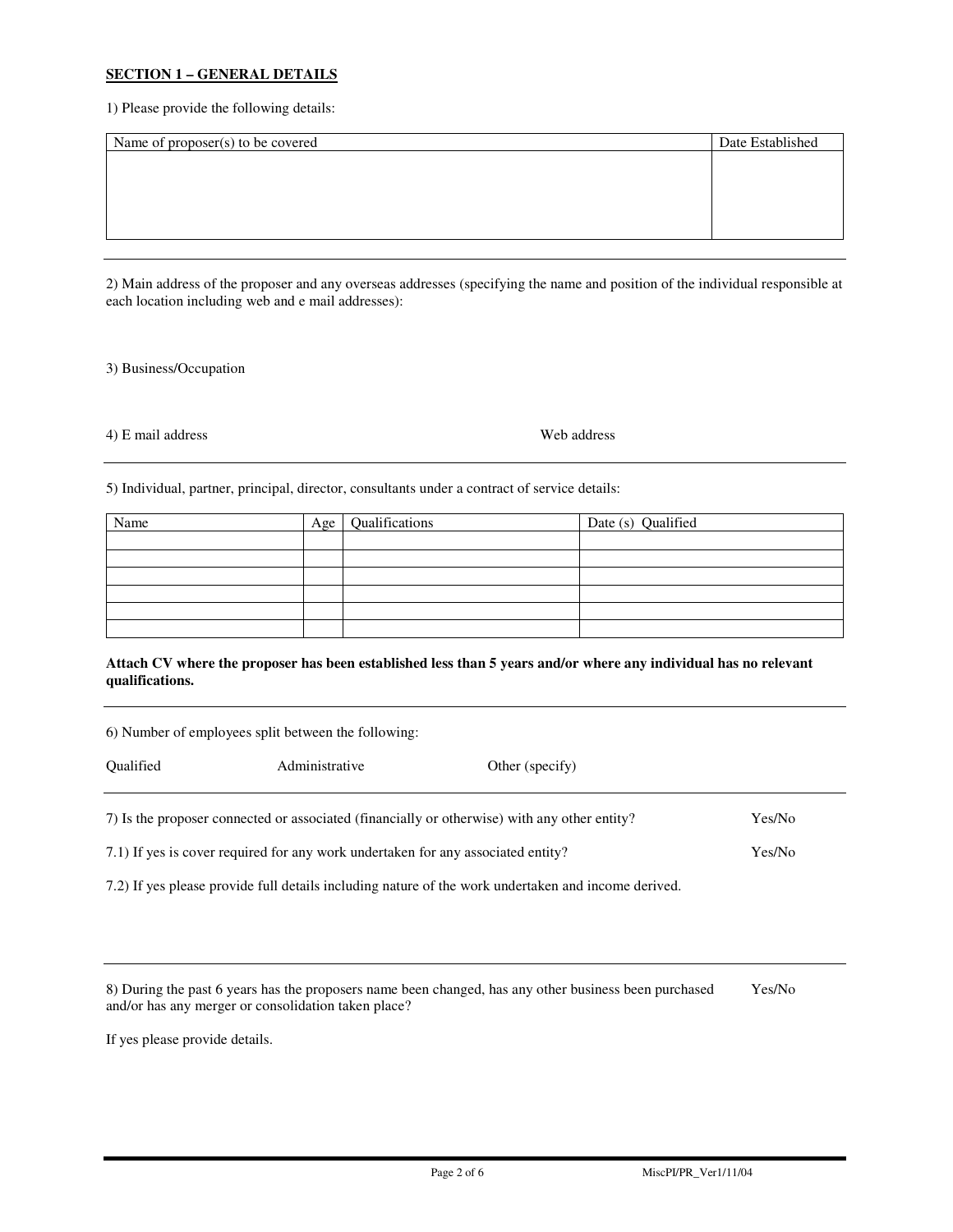**SECTION 1 – GENERAL DETAILS**

1) Please provide the following details:

| Name of proposer(s) to be covered | Date Established |
|---|---|
| | |

2) Main address of the proposer and any overseas addresses (specifying the name and position of the individual responsible at each location including web and e mail addresses):

3) Business/Occupation

4) E mail address Web address

5) Individual, partner, principal, director, consultants under a contract of service details:

| Name | Age | Qualifications | Date (s) Qualified |
|---|---|---|---|
| | | | |
| | | | |
| | | | |
| | | | |
| | | | |
| | | | |

**Attach CV where the proposer has been established less than 5 years and/or where any individual has no relevant qualifications.**

6) Number of employees split between the following:

Qualified Administrative Other (specify)

7) Is the proposer connected or associated (financially or otherwise) with any other entity? Yes/No

7.1) If yes is cover required for any work undertaken for any associated entity? Yes/No

7.2) If yes please provide full details including nature of the work undertaken and income derived.

8) During the past 6 years has the proposers name been changed, has any other business been purchased and/or has any merger or consolidation taken place? Yes/No

If yes please provide details.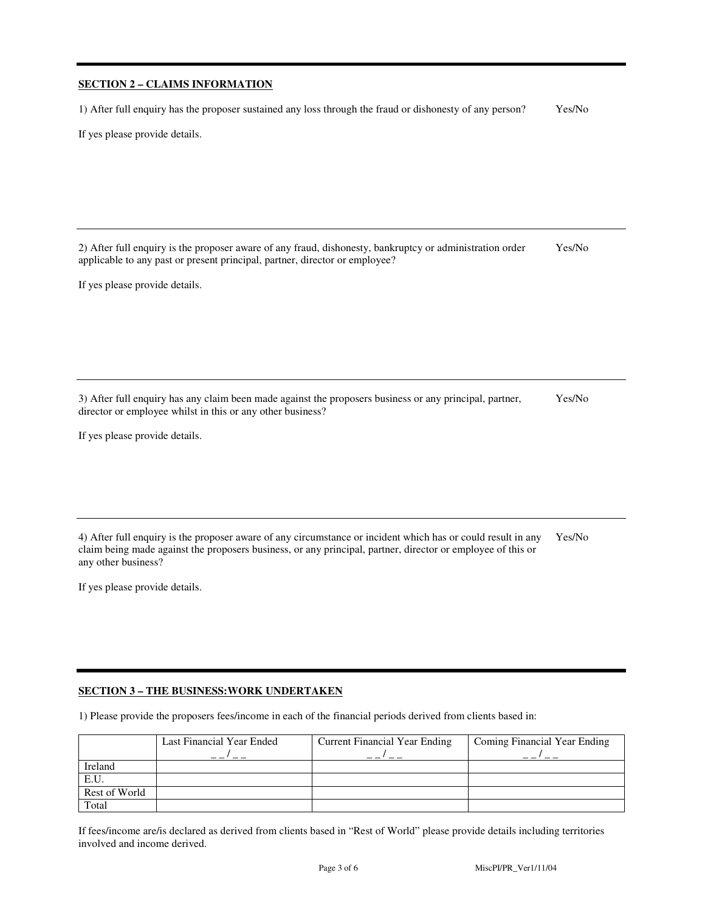## SECTION 2 – CLAIMS INFORMATION

1) After full enquiry has the proposer sustained any loss through the fraud or dishonesty of any person? Yes/No

If yes please provide details.

---

2) After full enquiry is the proposer aware of any fraud, dishonesty, bankruptcy or administration order applicable to any past or present principal, partner, director or employee? Yes/No

If yes please provide details.

---

3) After full enquiry has any claim been made against the proposers business or any principal, partner, director or employee whilst in this or any other business? Yes/No

If yes please provide details.

---

4) After full enquiry is the proposer aware of any circumstance or incident which has or could result in any claim being made against the proposers business, or any principal, partner, director or employee of this or any other business? Yes/No

If yes please provide details.

## SECTION 3 – THE BUSINESS:WORK UNDERTAKEN

1) Please provide the proposers fees/income in each of the financial periods derived from clients based in:

| | Last Financial Year Ended _ _ / _ _ | Current Financial Year Ending _ _ / _ _ | Coming Financial Year Ending _ _ / _ _ |
|---|---|---|---|
| Ireland | | | |
| E.U. | | | |
| Rest of World | | | |
| Total | | | |

If fees/income are/is declared as derived from clients based in "Rest of World" please provide details including territories involved and income derived.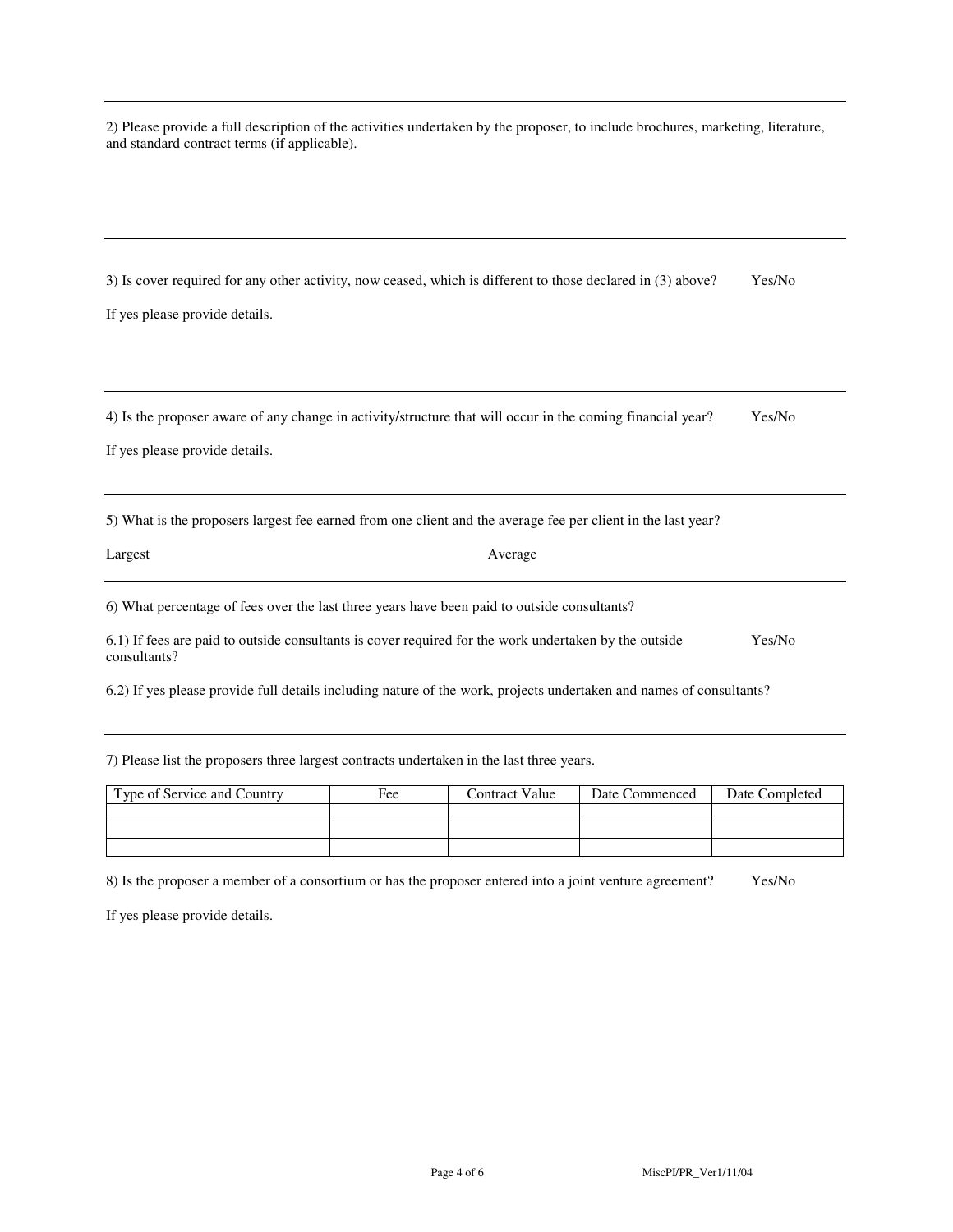2) Please provide a full description of the activities undertaken by the proposer, to include brochures, marketing, literature, and standard contract terms (if applicable).

---

3) Is cover required for any other activity, now ceased, which is different to those declared in (3) above? Yes/No

If yes please provide details.

---

4) Is the proposer aware of any change in activity/structure that will occur in the coming financial year? Yes/No

If yes please provide details.

---

5) What is the proposers largest fee earned from one client and the average fee per client in the last year?

Largest Average

---

6) What percentage of fees over the last three years have been paid to outside consultants?

6.1) If fees are paid to outside consultants is cover required for the work undertaken by the outside consultants? Yes/No

6.2) If yes please provide full details including nature of the work, projects undertaken and names of consultants?

---

7) Please list the proposers three largest contracts undertaken in the last three years.

| Type of Service and Country | Fee | Contract Value | Date Commenced | Date Completed |
|---|---|---|---|---|
| | | | | |
| | | | | |
| | | | | |

8) Is the proposer a member of a consortium or has the proposer entered into a joint venture agreement? Yes/No

If yes please provide details.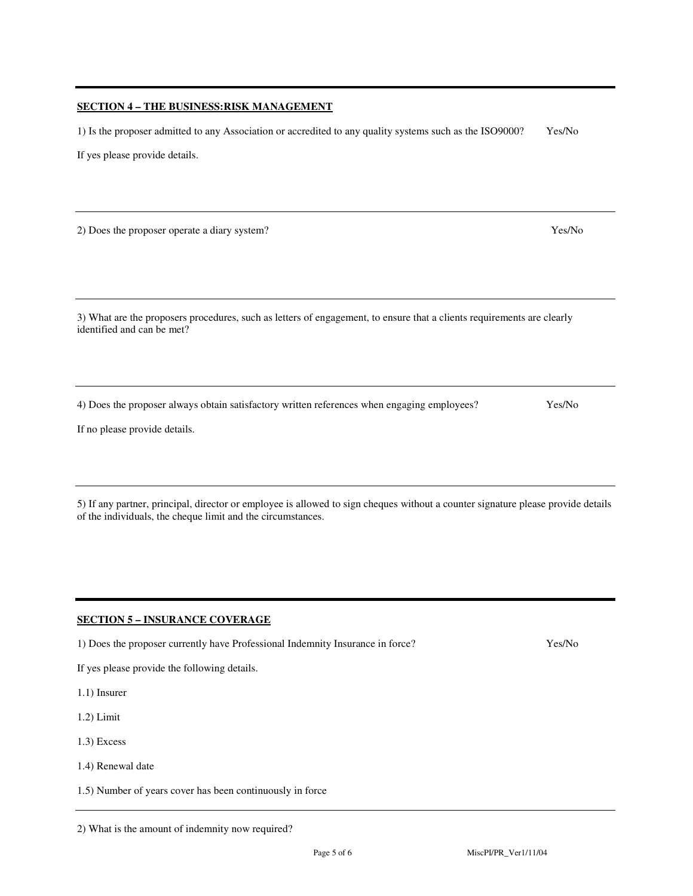## SECTION 4 – THE BUSINESS:RISK MANAGEMENT

1) Is the proposer admitted to any Association or accredited to any quality systems such as the ISO9000? Yes/No

If yes please provide details.

---

2) Does the proposer operate a diary system? Yes/No

---

3) What are the proposers procedures, such as letters of engagement, to ensure that a clients requirements are clearly identified and can be met?

---

4) Does the proposer always obtain satisfactory written references when engaging employees? Yes/No

If no please provide details.

---

5) If any partner, principal, director or employee is allowed to sign cheques without a counter signature please provide details of the individuals, the cheque limit and the circumstances.

---

## SECTION 5 – INSURANCE COVERAGE

1) Does the proposer currently have Professional Indemnity Insurance in force? Yes/No

If yes please provide the following details.

1.1) Insurer

1.2) Limit

1.3) Excess

1.4) Renewal date

1.5) Number of years cover has been continuously in force

---

2) What is the amount of indemnity now required?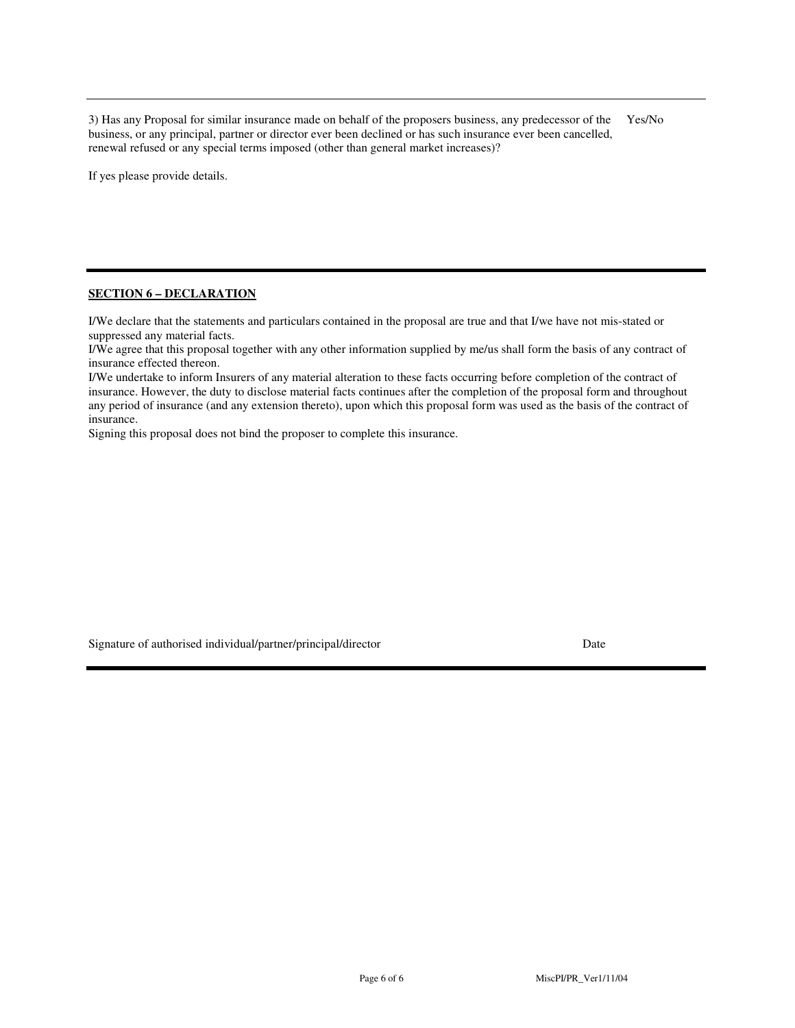3) Has any Proposal for similar insurance made on behalf of the proposers business, any predecessor of the business, or any principal, partner or director ever been declined or has such insurance ever been cancelled, renewal refused or any special terms imposed (other than general market increases)? Yes/No

If yes please provide details.

---

**SECTION 6 – DECLARATION**

I/We declare that the statements and particulars contained in the proposal are true and that I/we have not mis-stated or suppressed any material facts.
I/We agree that this proposal together with any other information supplied by me/us shall form the basis of any contract of insurance effected thereon.
I/We undertake to inform Insurers of any material alteration to these facts occurring before completion of the contract of insurance. However, the duty to disclose material facts continues after the completion of the proposal form and throughout any period of insurance (and any extension thereto), upon which this proposal form was used as the basis of the contract of insurance.
Signing this proposal does not bind the proposer to complete this insurance.

Signature of authorised individual/partner/principal/director Date

---

MiscPI/PR_Ver1/11/04